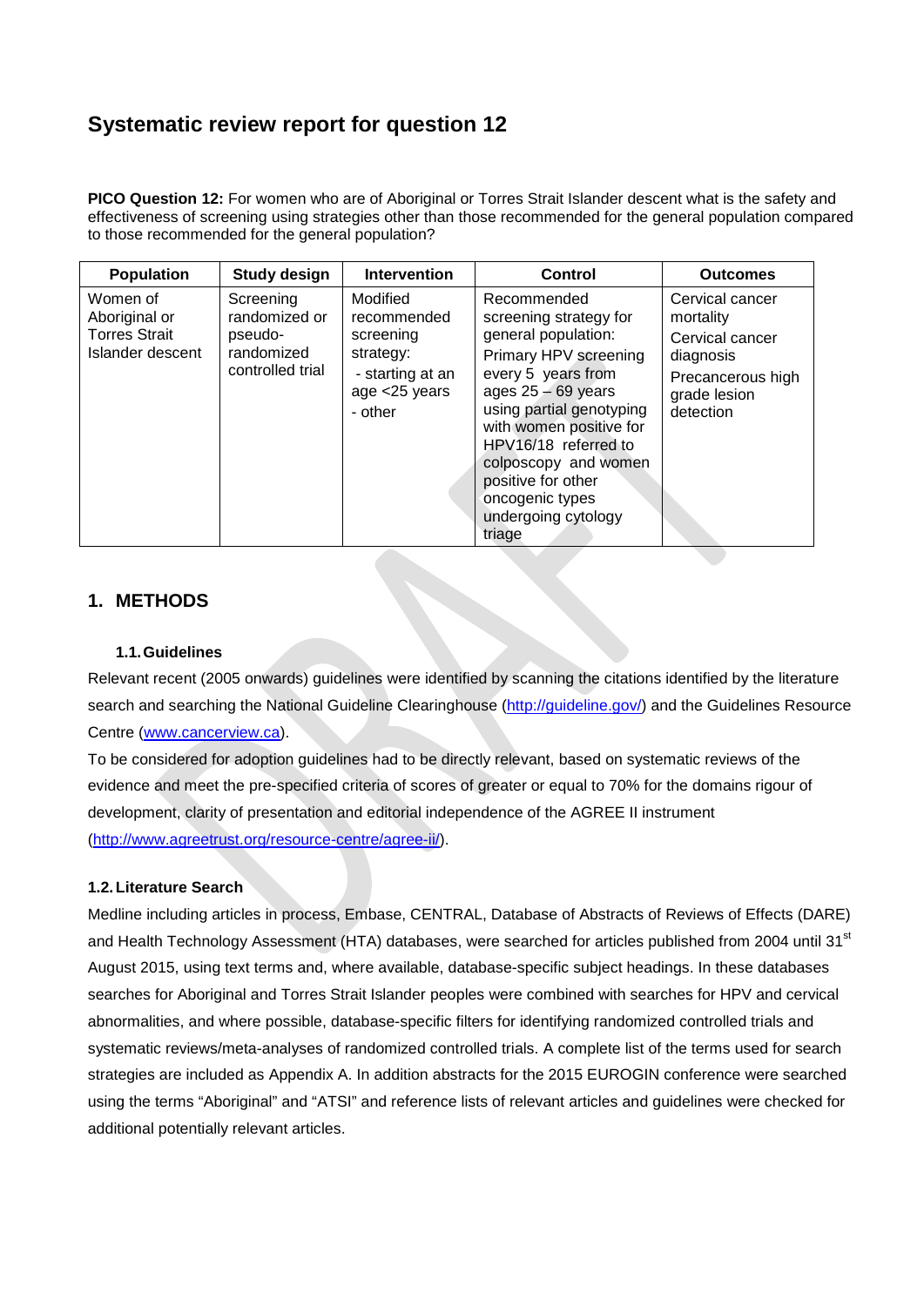# Systematic review report for question 12

**PICO Question 12:** For women who are of Aboriginal or Torres Strait Islander descent what is the safety and effectiveness of screening using strategies other than those recommended for the general population compared to those recommended for the general population?

| Population | Study design | Intervention | Control | Outcomes |
|---|---|---|---|---|
| Women of Aboriginal or Torres Strait Islander descent | Screening randomized or pseudo-randomized controlled trial | Modified recommended screening strategy:<br>- starting at an age <25 years<br>- other | Recommended screening strategy for general population:<br>Primary HPV screening every 5 years from ages 25 – 69 years using partial genotyping with women positive for HPV16/18 referred to colposcopy and women positive for other oncogenic types undergoing cytology triage | Cervical cancer mortality<br>Cervical cancer diagnosis<br>Precancerous high grade lesion detection |

## 1. METHODS

### 1.1. Guidelines

Relevant recent (2005 onwards) guidelines were identified by scanning the citations identified by the literature search and searching the National Guideline Clearinghouse (http://guideline.gov/) and the Guidelines Resource Centre (www.cancerview.ca).

To be considered for adoption guidelines had to be directly relevant, based on systematic reviews of the evidence and meet the pre-specified criteria of scores of greater or equal to 70% for the domains rigour of development, clarity of presentation and editorial independence of the AGREE II instrument (http://www.agreetrust.org/resource-centre/agree-ii/).

### 1.2. Literature Search

Medline including articles in process, Embase, CENTRAL, Database of Abstracts of Reviews of Effects (DARE) and Health Technology Assessment (HTA) databases, were searched for articles published from 2004 until 31st August 2015, using text terms and, where available, database-specific subject headings. In these databases searches for Aboriginal and Torres Strait Islander peoples were combined with searches for HPV and cervical abnormalities, and where possible, database-specific filters for identifying randomized controlled trials and systematic reviews/meta-analyses of randomized controlled trials. A complete list of the terms used for search strategies are included as Appendix A. In addition abstracts for the 2015 EUROGIN conference were searched using the terms "Aboriginal" and "ATSI" and reference lists of relevant articles and guidelines were checked for additional potentially relevant articles.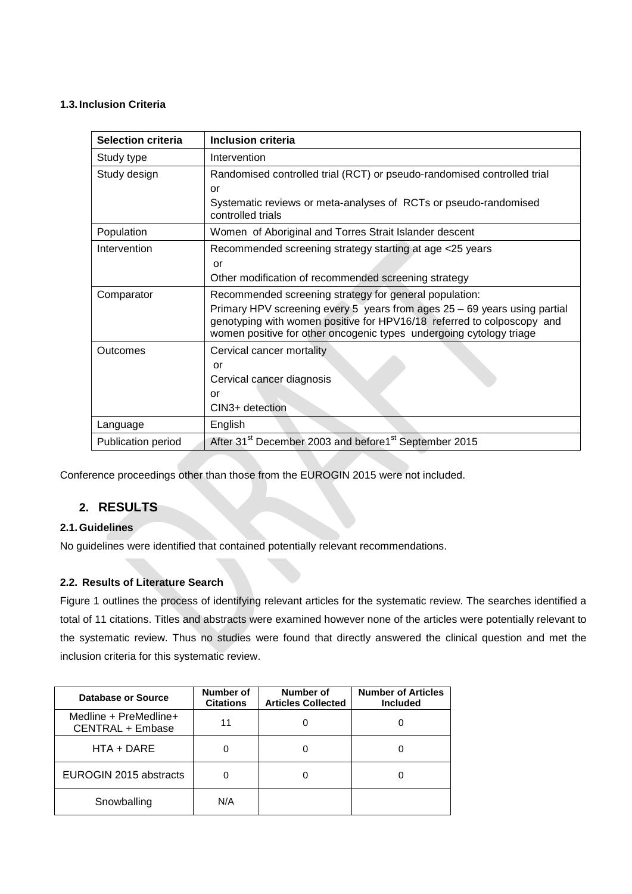### 1.3. Inclusion Criteria

| Selection criteria | Inclusion criteria |
|---|---|
| Study type | Intervention |
| Study design | Randomised controlled trial (RCT) or pseudo-randomised controlled trial<br>or<br>Systematic reviews or meta-analyses of RCTs or pseudo-randomised controlled trials |
| Population | Women of Aboriginal and Torres Strait Islander descent |
| Intervention | Recommended screening strategy starting at age <25 years<br>or<br>Other modification of recommended screening strategy |
| Comparator | Recommended screening strategy for general population:<br>Primary HPV screening every 5 years from ages 25 – 69 years using partial genotyping with women positive for HPV16/18 referred to colposcopy and women positive for other oncogenic types undergoing cytology triage |
| Outcomes | Cervical cancer mortality<br>or<br>Cervical cancer diagnosis<br>or<br>CIN3+ detection |
| Language | English |
| Publication period | After 31st December 2003 and before1st September 2015 |

Conference proceedings other than those from the EUROGIN 2015 were not included.

## 2. RESULTS

### 2.1. Guidelines

No guidelines were identified that contained potentially relevant recommendations.

### 2.2. Results of Literature Search

Figure 1 outlines the process of identifying relevant articles for the systematic review. The searches identified a total of 11 citations. Titles and abstracts were examined however none of the articles were potentially relevant to the systematic review. Thus no studies were found that directly answered the clinical question and met the inclusion criteria for this systematic review.

| Database or Source | Number of Citations | Number of Articles Collected | Number of Articles Included |
|---|---|---|---|
| Medline + PreMedline+ CENTRAL + Embase | 11 | 0 | 0 |
| HTA + DARE | 0 | 0 | 0 |
| EUROGIN 2015 abstracts | 0 | 0 | 0 |
| Snowballing | N/A | | |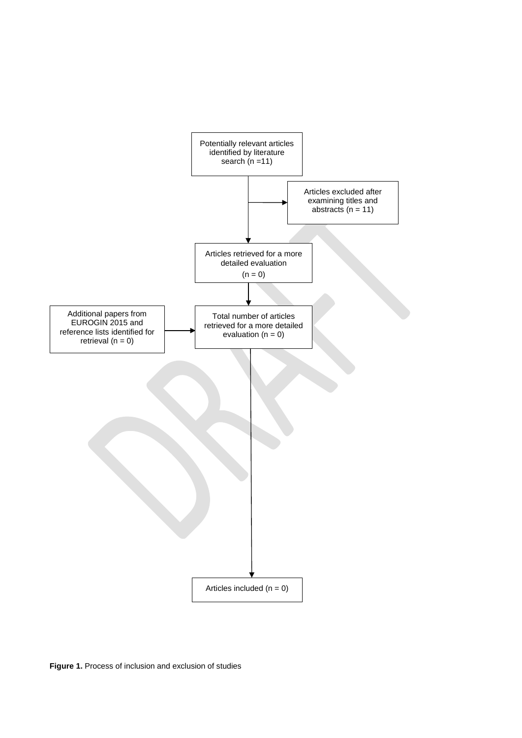Potentially relevant articles identified by literature search (n =11)

Articles excluded after examining titles and abstracts (n = 11)

Articles retrieved for a more detailed evaluation (n = 0)

Additional papers from EUROGIN 2015 and reference lists identified for retrieval (n = 0)

Total number of articles retrieved for a more detailed evaluation (n = 0)

Articles included (n = 0)

**Figure 1.** Process of inclusion and exclusion of studies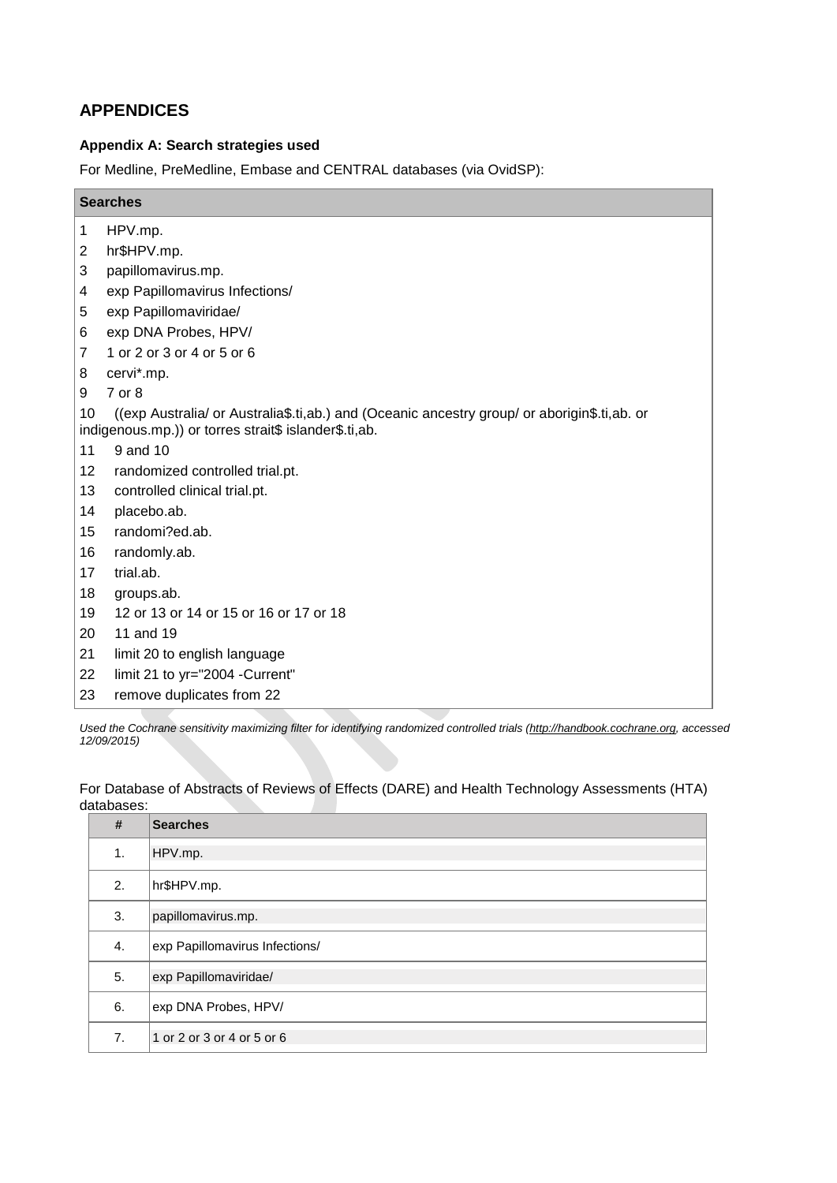## APPENDICES

### Appendix A: Search strategies used

For Medline, PreMedline, Embase and CENTRAL databases (via OvidSP):

| Searches |
|---|
| 1 HPV.mp. |
| 2 hr$HPV.mp. |
| 3 papillomavirus.mp. |
| 4 exp Papillomavirus Infections/ |
| 5 exp Papillomaviridae/ |
| 6 exp DNA Probes, HPV/ |
| 7 1 or 2 or 3 or 4 or 5 or 6 |
| 8 cervi*.mp. |
| 9 7 or 8 |
| 10 ((exp Australia/ or Australia$.ti,ab.) and (Oceanic ancestry group/ or aborigin$.ti,ab. or indigenous.mp.)) or torres strait$ islander$.ti,ab. |
| 11 9 and 10 |
| 12 randomized controlled trial.pt. |
| 13 controlled clinical trial.pt. |
| 14 placebo.ab. |
| 15 randomi?ed.ab. |
| 16 randomly.ab. |
| 17 trial.ab. |
| 18 groups.ab. |
| 19 12 or 13 or 14 or 15 or 16 or 17 or 18 |
| 20 11 and 19 |
| 21 limit 20 to english language |
| 22 limit 21 to yr="2004 -Current" |
| 23 remove duplicates from 22 |

*Used the Cochrane sensitivity maximizing filter for identifying randomized controlled trials (http://handbook.cochrane.org, accessed 12/09/2015)*

For Database of Abstracts of Reviews of Effects (DARE) and Health Technology Assessments (HTA) databases:

| # | Searches |
|---|---|
| 1. | HPV.mp. |
| 2. | hr$HPV.mp. |
| 3. | papillomavirus.mp. |
| 4. | exp Papillomavirus Infections/ |
| 5. | exp Papillomaviridae/ |
| 6. | exp DNA Probes, HPV/ |
| 7. | 1 or 2 or 3 or 4 or 5 or 6 |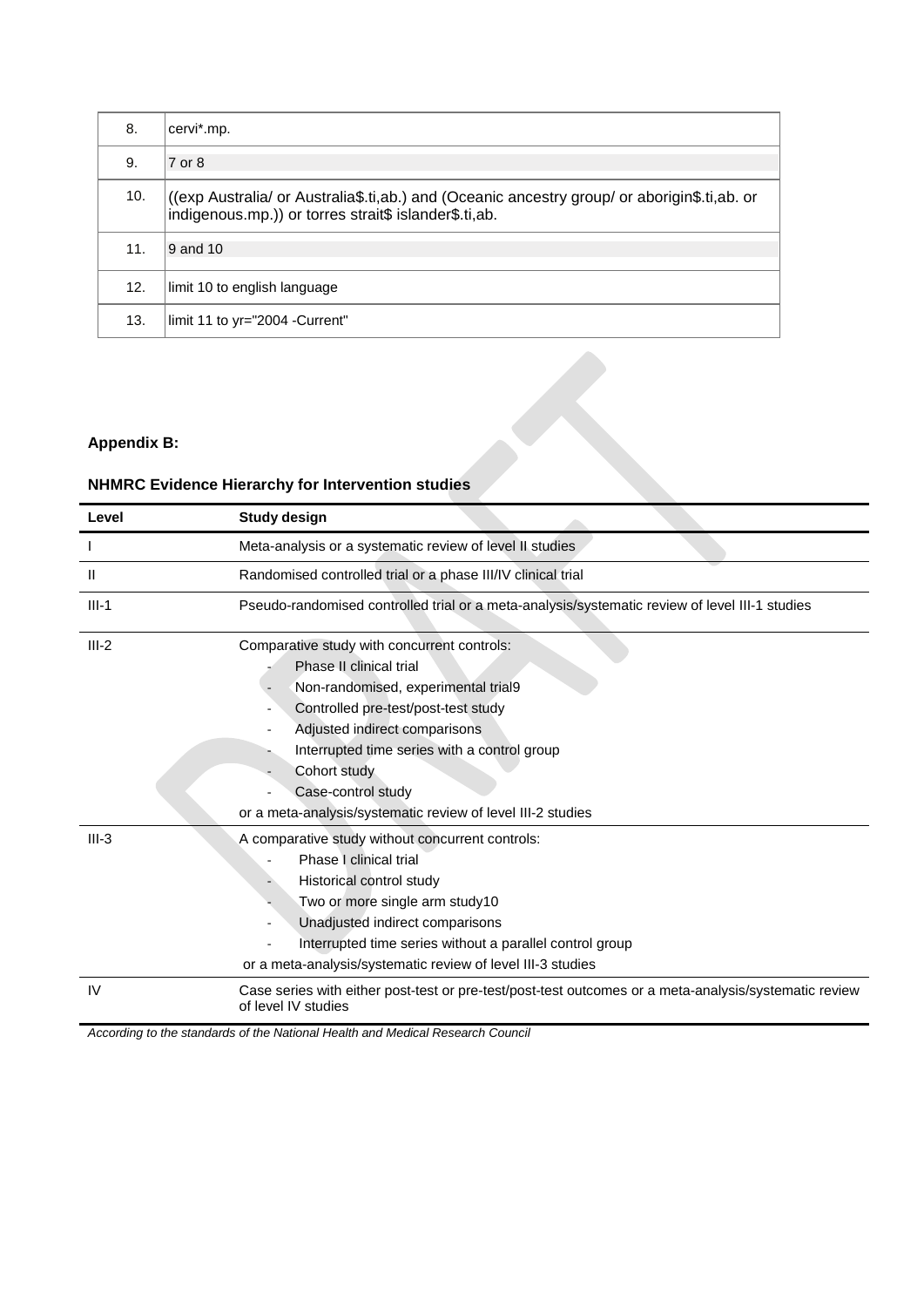| | |
|---|---|
| 8. | cervi*.mp. |
| 9. | 7 or 8 |
| 10. | ((exp Australia/ or Australia$.ti,ab.) and (Oceanic ancestry group/ or aborigin$.ti,ab. or indigenous.mp.)) or torres strait$ islander$.ti,ab. |
| 11. | 9 and 10 |
| 12. | limit 10 to english language |
| 13. | limit 11 to yr="2004 -Current" |

**Appendix B:**

**NHMRC Evidence Hierarchy for Intervention studies**

| Level | Study design |
|---|---|
| I | Meta-analysis or a systematic review of level II studies |
| II | Randomised controlled trial or a phase III/IV clinical trial |
| III-1 | Pseudo-randomised controlled trial or a meta-analysis/systematic review of level III-1 studies |
| III-2 | Comparative study with concurrent controls:<br>- Phase II clinical trial<br>- Non-randomised, experimental trial9<br>- Controlled pre-test/post-test study<br>- Adjusted indirect comparisons<br>- Interrupted time series with a control group<br>- Cohort study<br>- Case-control study<br>or a meta-analysis/systematic review of level III-2 studies |
| III-3 | A comparative study without concurrent controls:<br>- Phase I clinical trial<br>- Historical control study<br>- Two or more single arm study10<br>- Unadjusted indirect comparisons<br>- Interrupted time series without a parallel control group<br>or a meta-analysis/systematic review of level III-3 studies |
| IV | Case series with either post-test or pre-test/post-test outcomes or a meta-analysis/systematic review of level IV studies |

*According to the standards of the National Health and Medical Research Council*